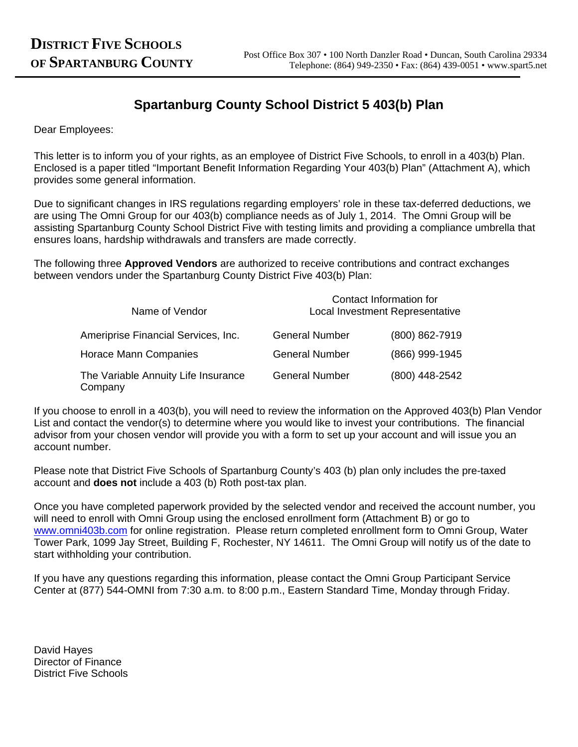**DISTRICT FIVE SCHOOLS OF SPARTANBURG COUNTY**

Post Office Box 307 • 100 North Danzler Road • Duncan, South Carolina 29334
Telephone: (864) 949-2350 • Fax: (864) 439-0051 • www.spart5.net

# Spartanburg County School District 5 403(b) Plan

Dear Employees:

This letter is to inform you of your rights, as an employee of District Five Schools, to enroll in a 403(b) Plan. Enclosed is a paper titled "Important Benefit Information Regarding Your 403(b) Plan" (Attachment A), which provides some general information.

Due to significant changes in IRS regulations regarding employers' role in these tax-deferred deductions, we are using The Omni Group for our 403(b) compliance needs as of July 1, 2014. The Omni Group will be assisting Spartanburg County School District Five with testing limits and providing a compliance umbrella that ensures loans, hardship withdrawals and transfers are made correctly.

The following three **Approved Vendors** are authorized to receive contributions and contract exchanges between vendors under the Spartanburg County District Five 403(b) Plan:

| Name of Vendor | Contact Information for Local Investment Representative | |
|---|---|---|
| Ameriprise Financial Services, Inc. | General Number | (800) 862-7919 |
| Horace Mann Companies | General Number | (866) 999-1945 |
| The Variable Annuity Life Insurance Company | General Number | (800) 448-2542 |

If you choose to enroll in a 403(b), you will need to review the information on the Approved 403(b) Plan Vendor List and contact the vendor(s) to determine where you would like to invest your contributions. The financial advisor from your chosen vendor will provide you with a form to set up your account and will issue you an account number.

Please note that District Five Schools of Spartanburg County's 403 (b) plan only includes the pre-taxed account and **does not** include a 403 (b) Roth post-tax plan.

Once you have completed paperwork provided by the selected vendor and received the account number, you will need to enroll with Omni Group using the enclosed enrollment form (Attachment B) or go to www.omni403b.com for online registration. Please return completed enrollment form to Omni Group, Water Tower Park, 1099 Jay Street, Building F, Rochester, NY 14611. The Omni Group will notify us of the date to start withholding your contribution.

If you have any questions regarding this information, please contact the Omni Group Participant Service Center at (877) 544-OMNI from 7:30 a.m. to 8:00 p.m., Eastern Standard Time, Monday through Friday.

David Hayes
Director of Finance
District Five Schools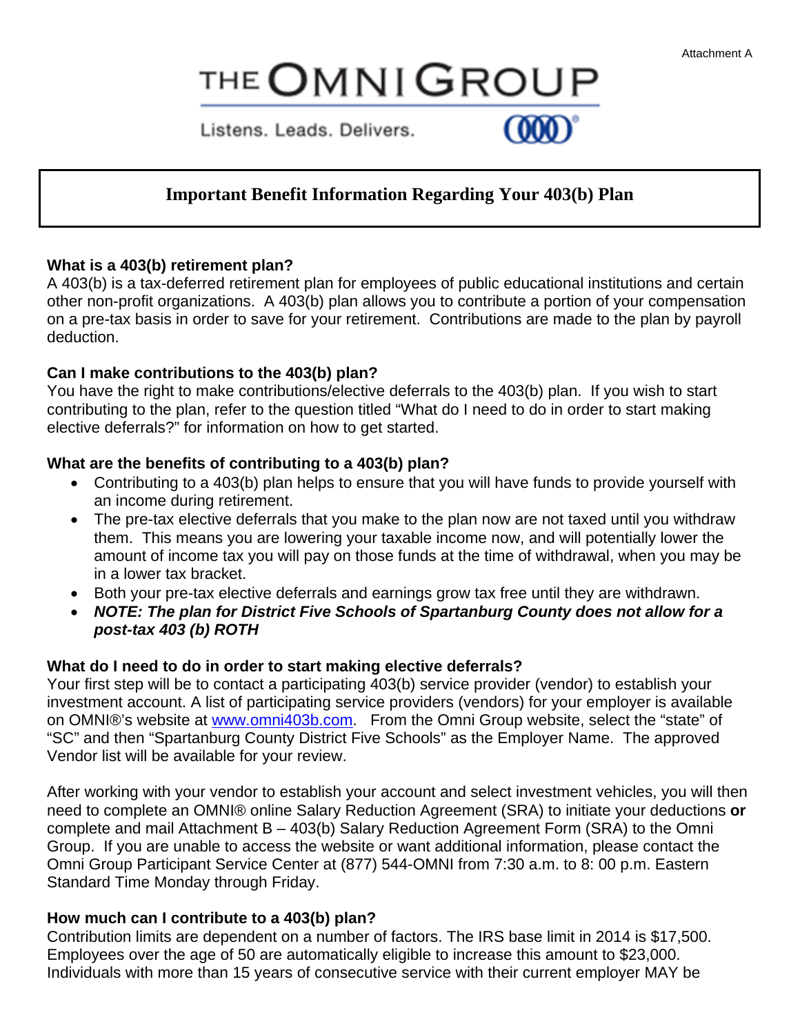Attachment A

# THE OMNI GROUP

Listens. Leads. Delivers.

## Important Benefit Information Regarding Your 403(b) Plan

**What is a 403(b) retirement plan?**
A 403(b) is a tax-deferred retirement plan for employees of public educational institutions and certain other non-profit organizations. A 403(b) plan allows you to contribute a portion of your compensation on a pre-tax basis in order to save for your retirement. Contributions are made to the plan by payroll deduction.

**Can I make contributions to the 403(b) plan?**
You have the right to make contributions/elective deferrals to the 403(b) plan. If you wish to start contributing to the plan, refer to the question titled "What do I need to do in order to start making elective deferrals?" for information on how to get started.

**What are the benefits of contributing to a 403(b) plan?**

- Contributing to a 403(b) plan helps to ensure that you will have funds to provide yourself with an income during retirement.
- The pre-tax elective deferrals that you make to the plan now are not taxed until you withdraw them. This means you are lowering your taxable income now, and will potentially lower the amount of income tax you will pay on those funds at the time of withdrawal, when you may be in a lower tax bracket.
- Both your pre-tax elective deferrals and earnings grow tax free until they are withdrawn.
- ***NOTE: The plan for District Five Schools of Spartanburg County does not allow for a post-tax 403 (b) ROTH***

**What do I need to do in order to start making elective deferrals?**
Your first step will be to contact a participating 403(b) service provider (vendor) to establish your investment account. A list of participating service providers (vendors) for your employer is available on OMNI®'s website at www.omni403b.com. From the Omni Group website, select the "state" of "SC" and then "Spartanburg County District Five Schools" as the Employer Name. The approved Vendor list will be available for your review.

After working with your vendor to establish your account and select investment vehicles, you will then need to complete an OMNI® online Salary Reduction Agreement (SRA) to initiate your deductions **or** complete and mail Attachment B – 403(b) Salary Reduction Agreement Form (SRA) to the Omni Group. If you are unable to access the website or want additional information, please contact the Omni Group Participant Service Center at (877) 544-OMNI from 7:30 a.m. to 8: 00 p.m. Eastern Standard Time Monday through Friday.

**How much can I contribute to a 403(b) plan?**
Contribution limits are dependent on a number of factors. The IRS base limit in 2014 is $17,500. Employees over the age of 50 are automatically eligible to increase this amount to $23,000. Individuals with more than 15 years of consecutive service with their current employer MAY be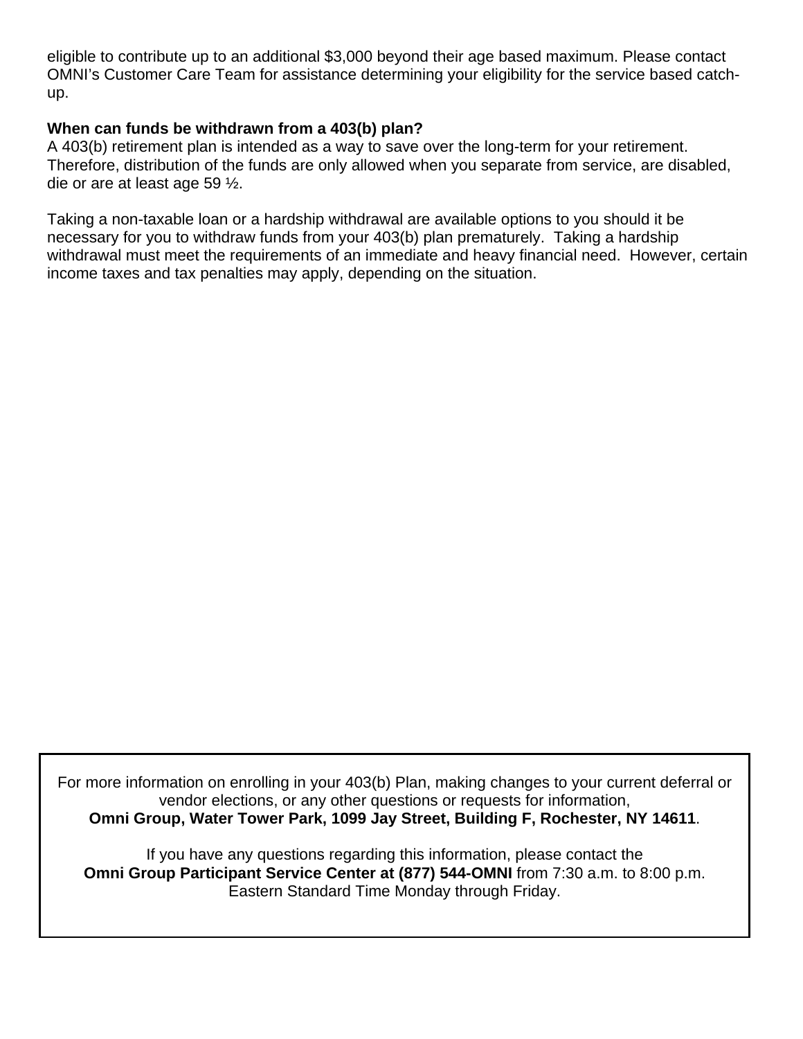eligible to contribute up to an additional $3,000 beyond their age based maximum. Please contact OMNI's Customer Care Team for assistance determining your eligibility for the service based catch-up.

**When can funds be withdrawn from a 403(b) plan?**

A 403(b) retirement plan is intended as a way to save over the long-term for your retirement. Therefore, distribution of the funds are only allowed when you separate from service, are disabled, die or are at least age 59 ½.

Taking a non-taxable loan or a hardship withdrawal are available options to you should it be necessary for you to withdraw funds from your 403(b) plan prematurely. Taking a hardship withdrawal must meet the requirements of an immediate and heavy financial need. However, certain income taxes and tax penalties may apply, depending on the situation.

For more information on enrolling in your 403(b) Plan, making changes to your current deferral or vendor elections, or any other questions or requests for information,
**Omni Group, Water Tower Park, 1099 Jay Street, Building F, Rochester, NY 14611**.

If you have any questions regarding this information, please contact the
**Omni Group Participant Service Center at (877) 544-OMNI** from 7:30 a.m. to 8:00 p.m. Eastern Standard Time Monday through Friday.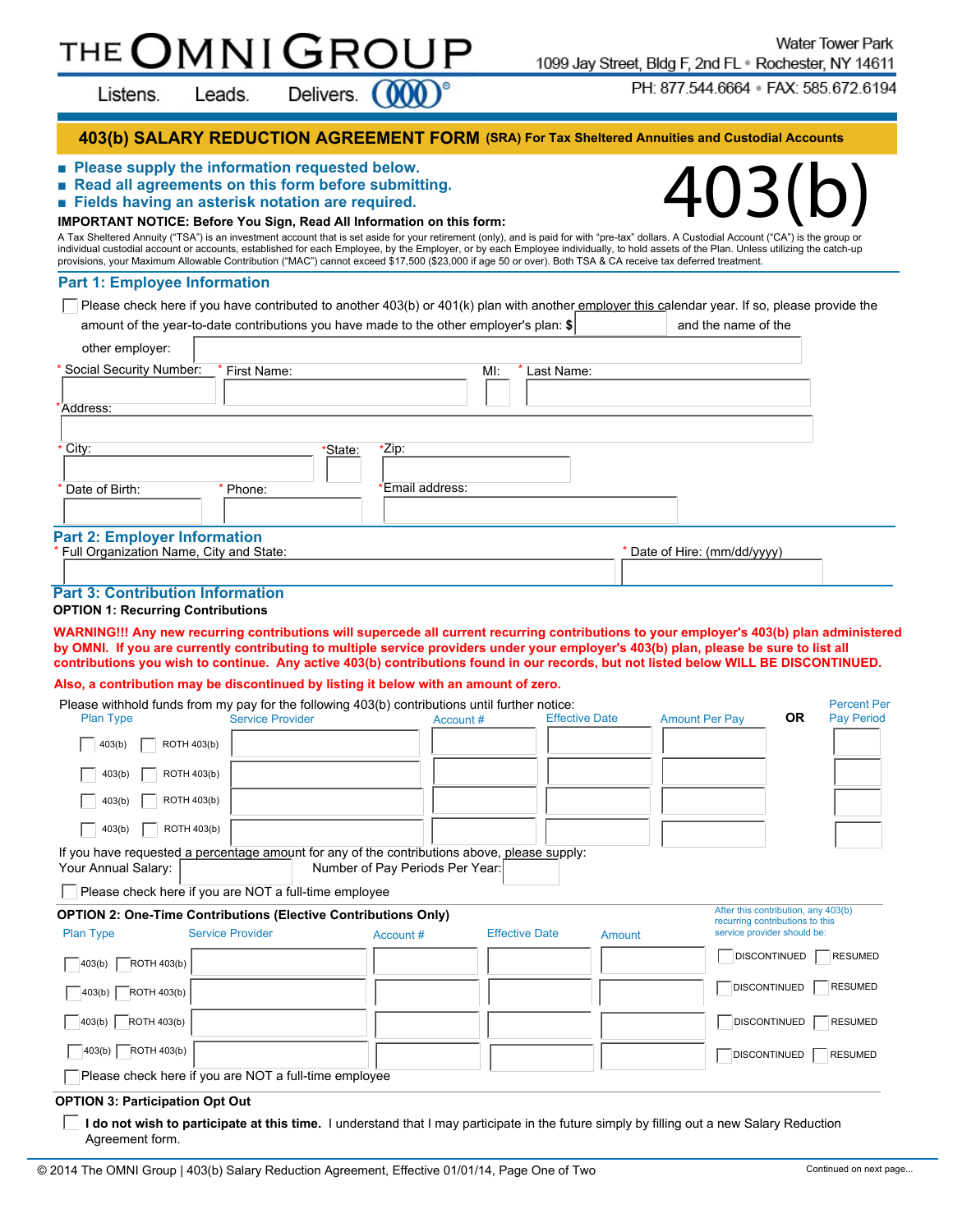# THE OMNI GROUP

Listens. Leads. Delivers.

Water Tower Park
1099 Jay Street, Bldg F, 2nd FL • Rochester, NY 14611
PH: 877.544.6664 • FAX: 585.672.6194

## 403(b) SALARY REDUCTION AGREEMENT FORM (SRA) For Tax Sheltered Annuities and Custodial Accounts

# 403(b)

- **Please supply the information requested below.**
- **Read all agreements on this form before submitting.**
- **Fields having an asterisk notation are required.**

**IMPORTANT NOTICE: Before You Sign, Read All Information on this form:**

A Tax Sheltered Annuity ("TSA") is an investment account that is set aside for your retirement (only), and is paid for with "pre-tax" dollars. A Custodial Account ("CA") is the group or individual custodial account or accounts, established for each Employee, by the Employer, or by each Employee individually, to hold assets of the Plan. Unless utilizing the catch-up provisions, your Maximum Allowable Contribution ("MAC") cannot exceed $17,500 ($23,000 if age 50 or over). Both TSA & CA receive tax deferred treatment.

## Part 1: Employee Information

☐ Please check here if you have contributed to another 403(b) or 401(k) plan with another employer this calendar year. If so, please provide the amount of the year-to-date contributions you have made to the other employer's plan: $ ______ and the name of the other employer: ______

\* Social Security Number: ______ \* First Name: ______ MI: ______ \* Last Name: ______

\*Address: ______

\* City: ______ \*State: ______ \*Zip: ______

\* Date of Birth: ______ \* Phone: ______ \*Email address: ______

## Part 2: Employer Information

\* Full Organization Name, City and State: ______ \* Date of Hire: (mm/dd/yyyy) ______

## Part 3: Contribution Information

**OPTION 1: Recurring Contributions**

**WARNING!!! Any new recurring contributions will supercede all current recurring contributions to your employer's 403(b) plan administered by OMNI. If you are currently contributing to multiple service providers under your employer's 403(b) plan, please be sure to list all contributions you wish to continue. Any active 403(b) contributions found in our records, but not listed below WILL BE DISCONTINUED.**

**Also, a contribution may be discontinued by listing it below with an amount of zero.**

Please withhold funds from my pay for the following 403(b) contributions until further notice:

| Plan Type | Service Provider | Account # | Effective Date | Amount Per Pay | OR | Percent Per Pay Period |
|---|---|---|---|---|---|---|
| ☐ 403(b) ☐ ROTH 403(b) | | | | | | |
| ☐ 403(b) ☐ ROTH 403(b) | | | | | | |
| ☐ 403(b) ☐ ROTH 403(b) | | | | | | |
| ☐ 403(b) ☐ ROTH 403(b) | | | | | | |

If you have requested a percentage amount for any of the contributions above, please supply:
Your Annual Salary: ______ Number of Pay Periods Per Year: ______

☐ Please check here if you are NOT a full-time employee

**OPTION 2: One-Time Contributions (Elective Contributions Only)**

| Plan Type | Service Provider | Account # | Effective Date | Amount | After this contribution, any 403(b) recurring contributions to this service provider should be: |
|---|---|---|---|---|---|
| ☐ 403(b) ☐ ROTH 403(b) | | | | | ☐ DISCONTINUED ☐ RESUMED |
| ☐ 403(b) ☐ ROTH 403(b) | | | | | ☐ DISCONTINUED ☐ RESUMED |
| ☐ 403(b) ☐ ROTH 403(b) | | | | | ☐ DISCONTINUED ☐ RESUMED |
| ☐ 403(b) ☐ ROTH 403(b) | | | | | ☐ DISCONTINUED ☐ RESUMED |

☐ Please check here if you are NOT a full-time employee

**OPTION 3: Participation Opt Out**

☐ **I do not wish to participate at this time.** I understand that I may participate in the future simply by filling out a new Salary Reduction Agreement form.

© 2014 The OMNI Group | 403(b) Salary Reduction Agreement, Effective 01/01/14, Page One of Two

Continued on next page...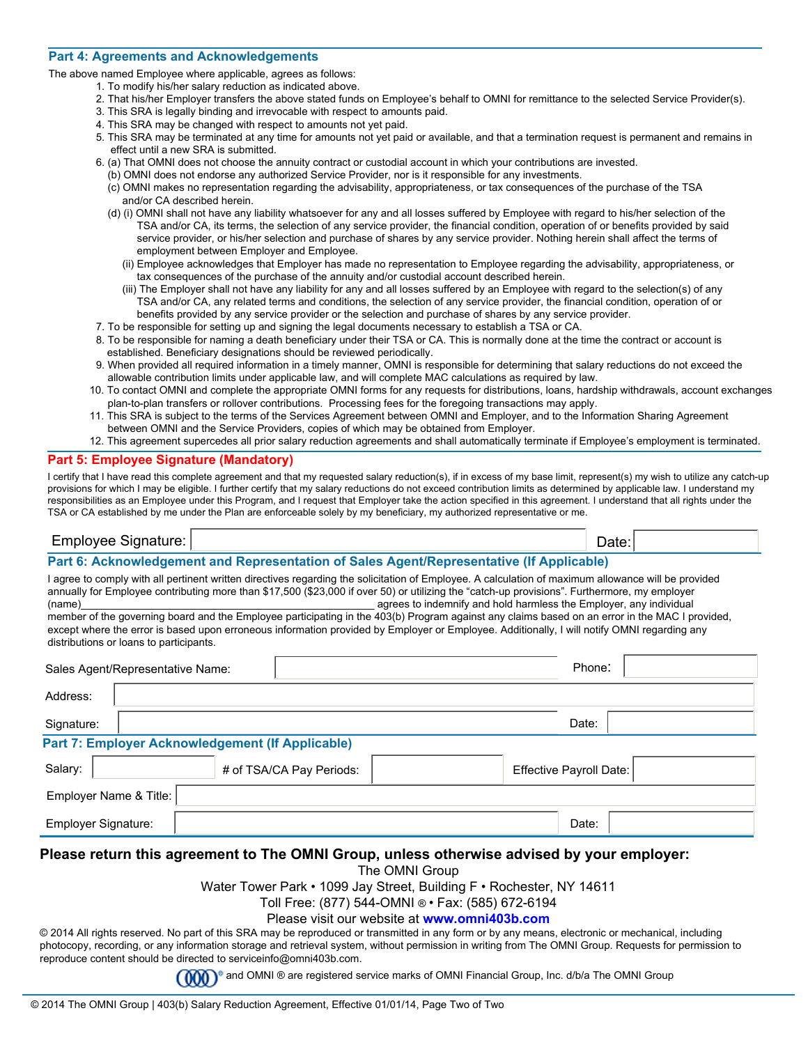## Part 4: Agreements and Acknowledgements

The above named Employee where applicable, agrees as follows:

1. To modify his/her salary reduction as indicated above.
2. That his/her Employer transfers the above stated funds on Employee's behalf to OMNI for remittance to the selected Service Provider(s).
3. This SRA is legally binding and irrevocable with respect to amounts paid.
4. This SRA may be changed with respect to amounts not yet paid.
5. This SRA may be terminated at any time for amounts not yet paid or available, and that a termination request is permanent and remains in effect until a new SRA is submitted.
6. (a) That OMNI does not choose the annuity contract or custodial account in which your contributions are invested.
   (b) OMNI does not endorse any authorized Service Provider, nor is it responsible for any investments.
   (c) OMNI makes no representation regarding the advisability, appropriateness, or tax consequences of the purchase of the TSA and/or CA described herein.
   (d) (i) OMNI shall not have any liability whatsoever for any and all losses suffered by Employee with regard to his/her selection of the TSA and/or CA, its terms, the selection of any service provider, the financial condition, operation of or benefits provided by said service provider, or his/her selection and purchase of shares by any service provider. Nothing herein shall affect the terms of employment between Employer and Employee.
   (ii) Employee acknowledges that Employer has made no representation to Employee regarding the advisability, appropriateness, or tax consequences of the purchase of the annuity and/or custodial account described herein.
   (iii) The Employer shall not have any liability for any and all losses suffered by an Employee with regard to the selection(s) of any TSA and/or CA, any related terms and conditions, the selection of any service provider, the financial condition, operation of or benefits provided by any service provider or the selection and purchase of shares by any service provider.
7. To be responsible for setting up and signing the legal documents necessary to establish a TSA or CA.
8. To be responsible for naming a death beneficiary under their TSA or CA. This is normally done at the time the contract or account is established. Beneficiary designations should be reviewed periodically.
9. When provided all required information in a timely manner, OMNI is responsible for determining that salary reductions do not exceed the allowable contribution limits under applicable law.
10. To contact OMNI and complete the appropriate OMNI forms for any requests for distributions, loans, hardship withdrawals, account exchanges plan-to-plan transfers or rollover contributions. Processing fees for the foregoing transactions may apply.
11. This SRA is subject to the terms of the Services Agreement between OMNI and Employer, and to the Information Sharing Agreement between OMNI and the Service Providers, copies of which may be obtained from Employer.
12. This agreement supercedes all prior salary reduction agreements and shall automatically terminate if Employee's employment is terminated.

## Part 5: Employee Signature (Mandatory)

I certify that I have read this complete agreement and that my requested salary reduction(s), if in excess of my base limit, represent(s) my wish to utilize any catch-up provisions for which I may be eligible. I further certify that my salary reductions do not exceed contribution limits as determined by applicable law. I understand my responsibilities as an Employee under this Program, and I request that Employer take the action specified in this agreement. I understand that all rights under the TSA or CA established by me under the Plan are enforceable solely by my beneficiary, my authorized representative or me.

Employee Signature: ____________________ Date: __________

## Part 6: Acknowledgement and Representation of Sales Agent/Representative (If Applicable)

I agree to comply with all pertinent written directives regarding the solicitation of Employee. A calculation of maximum allowance will be provided annually for Employee contributing more than $17,500 ($23,000 if over 50) or utilizing the "catch-up provisions". Furthermore, my employer (name)______________________________ agrees to indemnify and hold harmless the Employer, any individual member of the governing board and the Employee participating in the 403(b) Program against any claims based on an error in the MAC I provided, except where the error is based upon erroneous information provided by Employer or Employee. Additionally, I will notify OMNI regarding any distributions or loans to participants.

Sales Agent/Representative Name: ____________________ Phone: __________

Address: ______________________________

Signature: ____________________ Date: __________

## Part 7: Employer Acknowledgement (If Applicable)

Salary: __________ # of TSA/CA Pay Periods: __________ Effective Payroll Date: __________

Employer Name & Title: ______________________________

Employer Signature: ____________________ Date: __________

**Please return this agreement to The OMNI Group, unless otherwise advised by your employer:**

The OMNI Group
Water Tower Park • 1099 Jay Street, Building F • Rochester, NY 14611
Toll Free: (877) 544-OMNI ® • Fax: (585) 672-6194
Please visit our website at **www.omni403b.com**

© 2014 All rights reserved. No part of this SRA may be reproduced or transmitted in any form or by any means, electronic or mechanical, including photocopy, recording, or any information storage and retrieval system, without permission in writing from The OMNI Group. Requests for permission to reproduce content should be directed to serviceinfo@omni403b.com.

® and OMNI ® are registered service marks of OMNI Financial Group, Inc. d/b/a The OMNI Group